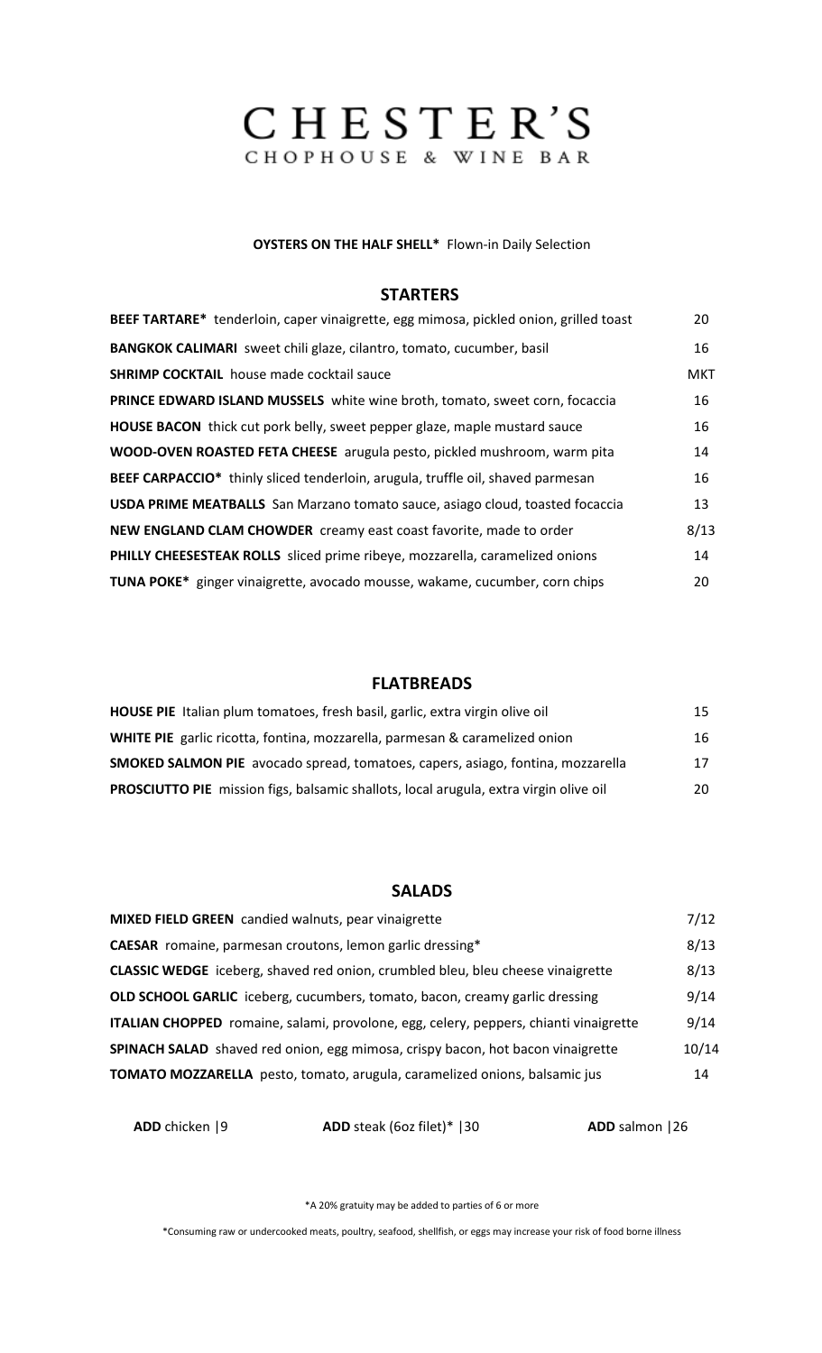# CHESTER'S

CHOPHOUSE & WINE BAR

**OYSTERS ON THE HALF SHELL*** Flown-in Daily Selection

## STARTERS

| | |
|---|---|
| **BEEF TARTARE*** tenderloin, caper vinaigrette, egg mimosa, pickled onion, grilled toast | 20 |
| **BANGKOK CALIMARI** sweet chili glaze, cilantro, tomato, cucumber, basil | 16 |
| **SHRIMP COCKTAIL** house made cocktail sauce | MKT |
| **PRINCE EDWARD ISLAND MUSSELS** white wine broth, tomato, sweet corn, focaccia | 16 |
| **HOUSE BACON** thick cut pork belly, sweet pepper glaze, maple mustard sauce | 16 |
| **WOOD-OVEN ROASTED FETA CHEESE** arugula pesto, pickled mushroom, warm pita | 14 |
| **BEEF CARPACCIO*** thinly sliced tenderloin, arugula, truffle oil, shaved parmesan | 16 |
| **USDA PRIME MEATBALLS** San Marzano tomato sauce, asiago cloud, toasted focaccia | 13 |
| **NEW ENGLAND CLAM CHOWDER** creamy east coast favorite, made to order | 8/13 |
| **PHILLY CHEESESTEAK ROLLS** sliced prime ribeye, mozzarella, caramelized onions | 14 |
| **TUNA POKE*** ginger vinaigrette, avocado mousse, wakame, cucumber, corn chips | 20 |

## FLATBREADS

| | |
|---|---|
| **HOUSE PIE** Italian plum tomatoes, fresh basil, garlic, extra virgin olive oil | 15 |
| **WHITE PIE** garlic ricotta, fontina, mozzarella, parmesan & caramelized onion | 16 |
| **SMOKED SALMON PIE** avocado spread, tomatoes, capers, asiago, fontina, mozzarella | 17 |
| **PROSCIUTTO PIE** mission figs, balsamic shallots, local arugula, extra virgin olive oil | 20 |

## SALADS

| | |
|---|---|
| **MIXED FIELD GREEN** candied walnuts, pear vinaigrette | 7/12 |
| **CAESAR** romaine, parmesan croutons, lemon garlic dressing* | 8/13 |
| **CLASSIC WEDGE** iceberg, shaved red onion, crumbled bleu, bleu cheese vinaigrette | 8/13 |
| **OLD SCHOOL GARLIC** iceberg, cucumbers, tomato, bacon, creamy garlic dressing | 9/14 |
| **ITALIAN CHOPPED** romaine, salami, provolone, egg, celery, peppers, chianti vinaigrette | 9/14 |
| **SPINACH SALAD** shaved red onion, egg mimosa, crispy bacon, hot bacon vinaigrette | 10/14 |
| **TOMATO MOZZARELLA** pesto, tomato, arugula, caramelized onions, balsamic jus | 14 |

**ADD** chicken |9 **ADD** steak (6oz filet)* |30 **ADD** salmon |26

*A 20% gratuity may be added to parties of 6 or more

*Consuming raw or undercooked meats, poultry, seafood, shellfish, or eggs may increase your risk of food borne illness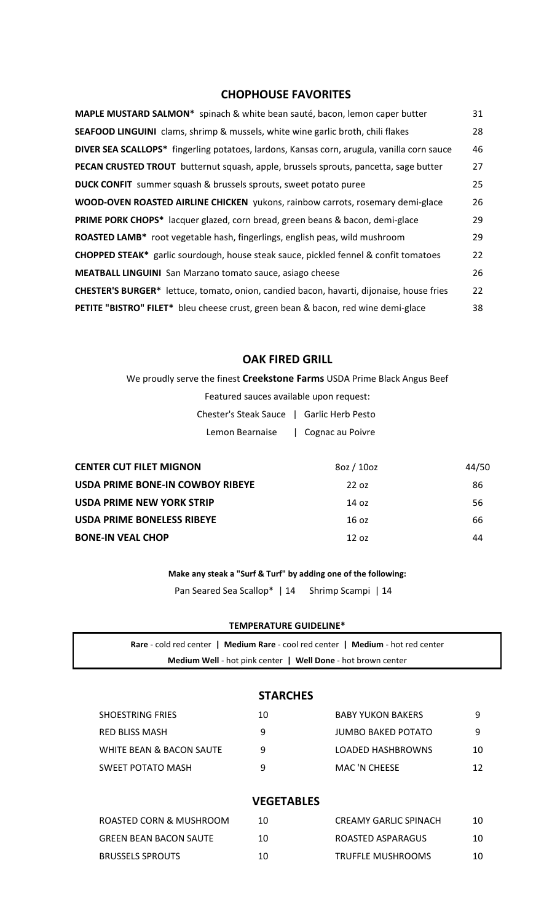## CHOPHOUSE FAVORITES

| | |
|---|---|
| **MAPLE MUSTARD SALMON*** spinach & white bean sauté, bacon, lemon caper butter | 31 |
| **SEAFOOD LINGUINI** clams, shrimp & mussels, white wine garlic broth, chili flakes | 28 |
| **DIVER SEA SCALLOPS*** fingerling potatoes, lardons, Kansas corn, arugula, vanilla corn sauce | 46 |
| **PECAN CRUSTED TROUT** butternut squash, apple, brussels sprouts, pancetta, sage butter | 27 |
| **DUCK CONFIT** summer squash & brussels sprouts, sweet potato puree | 25 |
| **WOOD-OVEN ROASTED AIRLINE CHICKEN** yukons, rainbow carrots, rosemary demi-glace | 26 |
| **PRIME PORK CHOPS*** lacquer glazed, corn bread, green beans & bacon, demi-glace | 29 |
| **ROASTED LAMB*** root vegetable hash, fingerlings, english peas, wild mushroom | 29 |
| **CHOPPED STEAK*** garlic sourdough, house steak sauce, pickled fennel & confit tomatoes | 22 |
| **MEATBALL LINGUINI** San Marzano tomato sauce, asiago cheese | 26 |
| **CHESTER'S BURGER*** lettuce, tomato, onion, candied bacon, havarti, dijonaise, house fries | 22 |
| **PETITE "BISTRO" FILET*** bleu cheese crust, green bean & bacon, red wine demi-glace | 38 |

## OAK FIRED GRILL

We proudly serve the finest **Creekstone Farms** USDA Prime Black Angus Beef

Featured sauces available upon request:

Chester's Steak Sauce | Garlic Herb Pesto

Lemon Bearnaise | Cognac au Poivre

| | | |
|---|---|---|
| **CENTER CUT FILET MIGNON** | 8oz / 10oz | 44/50 |
| **USDA PRIME BONE-IN COWBOY RIBEYE** | 22 oz | 86 |
| **USDA PRIME NEW YORK STRIP** | 14 oz | 56 |
| **USDA PRIME BONELESS RIBEYE** | 16 oz | 66 |
| **BONE-IN VEAL CHOP** | 12 oz | 44 |

**Make any steak a "Surf & Turf" by adding one of the following:**

Pan Seared Sea Scallop* | 14 Shrimp Scampi | 14

**TEMPERATURE GUIDELINE***

**Rare** - cold red center | **Medium Rare** - cool red center | **Medium** - hot red center

**Medium Well** - hot pink center | **Well Done** - hot brown center

## STARCHES

| | | | |
|---|---|---|---|
| SHOESTRING FRIES | 10 | BABY YUKON BAKERS | 9 |
| RED BLISS MASH | 9 | JUMBO BAKED POTATO | 9 |
| WHITE BEAN & BACON SAUTE | 9 | LOADED HASHBROWNS | 10 |
| SWEET POTATO MASH | 9 | MAC 'N CHEESE | 12 |

## VEGETABLES

| | | | |
|---|---|---|---|
| ROASTED CORN & MUSHROOM | 10 | CREAMY GARLIC SPINACH | 10 |
| GREEN BEAN BACON SAUTE | 10 | ROASTED ASPARAGUS | 10 |
| BRUSSELS SPROUTS | 10 | TRUFFLE MUSHROOMS | 10 |